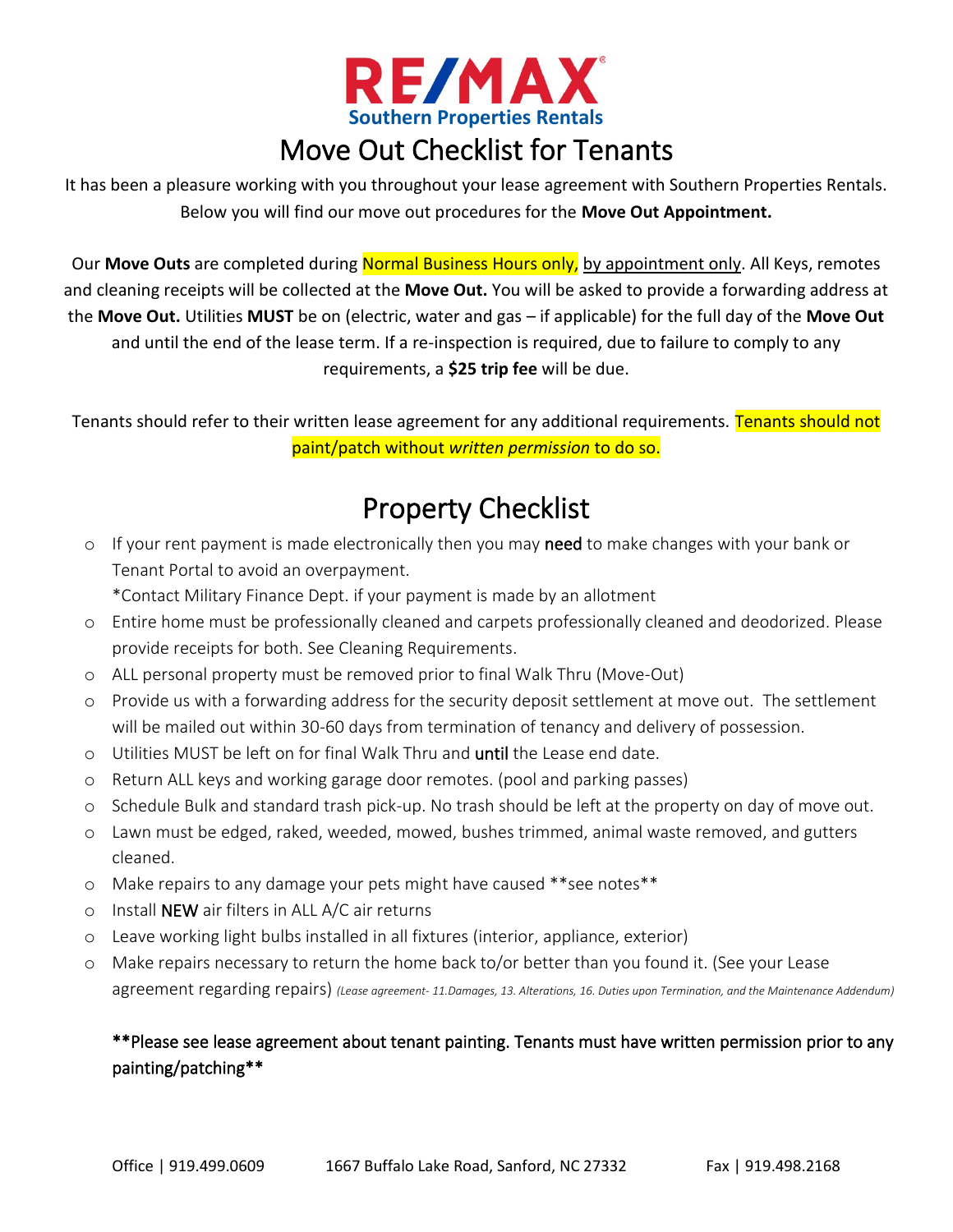RE/MAX Southern Properties Rentals

# Move Out Checklist for Tenants

It has been a pleasure working with you throughout your lease agreement with Southern Properties Rentals. Below you will find our move out procedures for the **Move Out Appointment.**

Our **Move Outs** are completed during Normal Business Hours only, by appointment only. All Keys, remotes and cleaning receipts will be collected at the **Move Out.** You will be asked to provide a forwarding address at the **Move Out.** Utilities **MUST** be on (electric, water and gas – if applicable) for the full day of the **Move Out** and until the end of the lease term. If a re-inspection is required, due to failure to comply to any requirements, a **$25 trip fee** will be due.

Tenants should refer to their written lease agreement for any additional requirements. Tenants should not paint/patch without *written permission* to do so.

## Property Checklist

- If your rent payment is made electronically then you may need to make changes with your bank or Tenant Portal to avoid an overpayment.
  *Contact Military Finance Dept. if your payment is made by an allotment
- Entire home must be professionally cleaned and carpets professionally cleaned and deodorized. Please provide receipts for both. See Cleaning Requirements.
- ALL personal property must be removed prior to final Walk Thru (Move-Out)
- Provide us with a forwarding address for the security deposit settlement at move out. The settlement will be mailed out within 30-60 days from termination of tenancy and delivery of possession.
- Utilities MUST be left on for final Walk Thru and until the Lease end date.
- Return ALL keys and working garage door remotes. (pool and parking passes)
- Schedule Bulk and standard trash pick-up. No trash should be left at the property on day of move out.
- Lawn must be edged, raked, weeded, mowed, bushes trimmed, animal waste removed, and gutters cleaned.
- Make repairs to any damage your pets might have caused **see notes**
- Install NEW air filters in ALL A/C air returns
- Leave working light bulbs installed in all fixtures (interior, appliance, exterior)
- Make repairs necessary to return the home back to/or better than you found it. (See your Lease agreement regarding repairs) *(Lease agreement- 11.Damages, 13. Alterations, 16. Duties upon Termination, and the Maintenance Addendum)*

**Please see lease agreement about tenant painting. Tenants must have written permission prior to any painting/patching**

Office | 919.499.0609 1667 Buffalo Lake Road, Sanford, NC 27332 Fax | 919.498.2168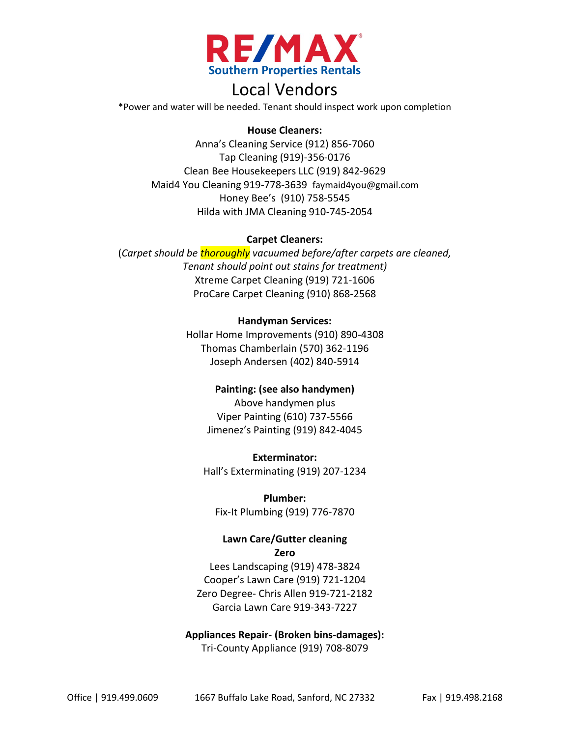RE/MAX
Southern Properties Rentals

# Local Vendors

*Power and water will be needed. Tenant should inspect work upon completion

**House Cleaners:**

Anna's Cleaning Service (912) 856-7060
Tap Cleaning (919)-356-0176
Clean Bee Housekeepers LLC (919) 842-9629
Maid4 You Cleaning 919-778-3639 faymaid4you@gmail.com
Honey Bee's (910) 758-5545
Hilda with JMA Cleaning 910-745-2054

**Carpet Cleaners:**

(*Carpet should be thoroughly vacuumed before/after carpets are cleaned, Tenant should point out stains for treatment)*
Xtreme Carpet Cleaning (919) 721-1606
ProCare Carpet Cleaning (910) 868-2568

**Handyman Services:**

Hollar Home Improvements (910) 890-4308
Thomas Chamberlain (570) 362-1196
Joseph Andersen (402) 840-5914

**Painting: (see also handymen)**

Above handymen plus
Viper Painting (610) 737-5566
Jimenez's Painting (919) 842-4045

**Exterminator:**

Hall's Exterminating (919) 207-1234

**Plumber:**

Fix-It Plumbing (919) 776-7870

**Lawn Care/Gutter cleaning**
**Zero**

Lees Landscaping (919) 478-3824
Cooper's Lawn Care (919) 721-1204
Zero Degree- Chris Allen 919-721-2182
Garcia Lawn Care 919-343-7227

**Appliances Repair- (Broken bins-damages):**

Tri-County Appliance (919) 708-8079

Office | 919.499.0609 1667 Buffalo Lake Road, Sanford, NC 27332 Fax | 919.498.2168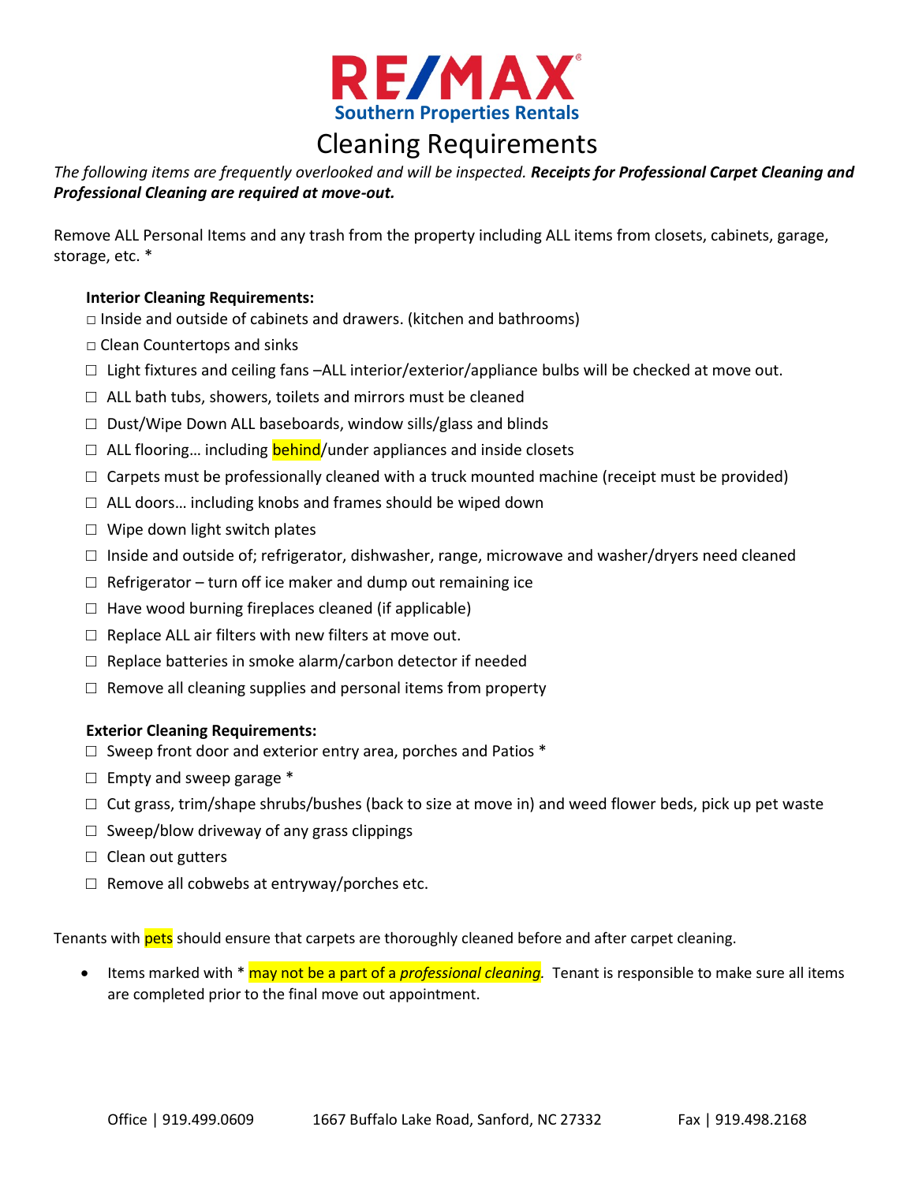RE/MAX Southern Properties Rentals

# Cleaning Requirements

*The following items are frequently overlooked and will be inspected.* ***Receipts for Professional Carpet Cleaning and Professional Cleaning are required at move-out.***

Remove ALL Personal Items and any trash from the property including ALL items from closets, cabinets, garage, storage, etc. *

**Interior Cleaning Requirements:**

- ☐ Inside and outside of cabinets and drawers. (kitchen and bathrooms)
- ☐ Clean Countertops and sinks
- ☐ Light fixtures and ceiling fans –ALL interior/exterior/appliance bulbs will be checked at move out.
- ☐ ALL bath tubs, showers, toilets and mirrors must be cleaned
- ☐ Dust/Wipe Down ALL baseboards, window sills/glass and blinds
- ☐ ALL flooring… including behind/under appliances and inside closets
- ☐ Carpets must be professionally cleaned with a truck mounted machine (receipt must be provided)
- ☐ ALL doors… including knobs and frames should be wiped down
- ☐ Wipe down light switch plates
- ☐ Inside and outside of; refrigerator, dishwasher, range, microwave and washer/dryers need cleaned
- ☐ Refrigerator – turn off ice maker and dump out remaining ice
- ☐ Have wood burning fireplaces cleaned (if applicable)
- ☐ Replace ALL air filters with new filters at move out.
- ☐ Replace batteries in smoke alarm/carbon detector if needed
- ☐ Remove all cleaning supplies and personal items from property

**Exterior Cleaning Requirements:**

- ☐ Sweep front door and exterior entry area, porches and Patios *
- ☐ Empty and sweep garage *
- ☐ Cut grass, trim/shape shrubs/bushes (back to size at move in) and weed flower beds, pick up pet waste
- ☐ Sweep/blow driveway of any grass clippings
- ☐ Clean out gutters
- ☐ Remove all cobwebs at entryway/porches etc.

Tenants with pets should ensure that carpets are thoroughly cleaned before and after carpet cleaning.

- Items marked with * may not be a part of a *professional cleaning.* Tenant is responsible to make sure all items are completed prior to the final move out appointment.

Office | 919.499.0609    1667 Buffalo Lake Road, Sanford, NC 27332    Fax | 919.498.2168